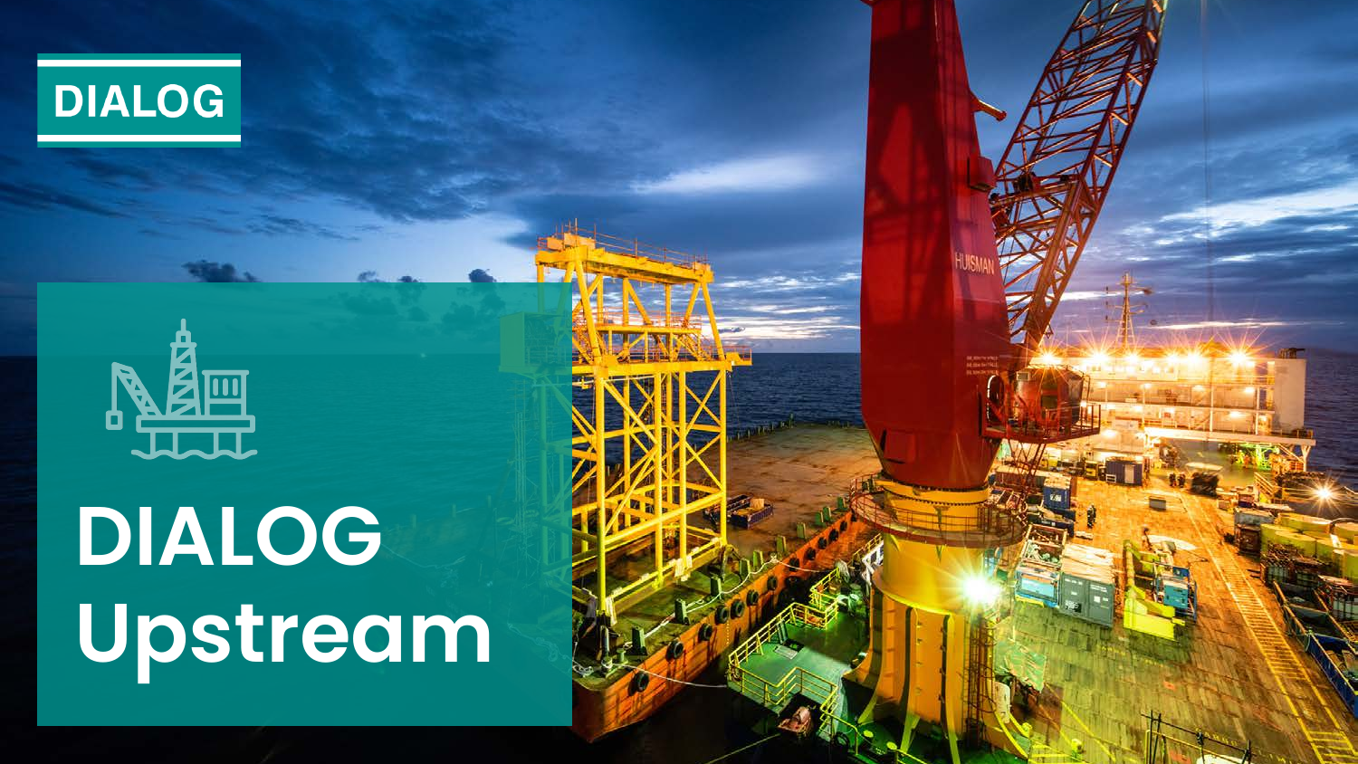DIALOG

# DIALOG Upstream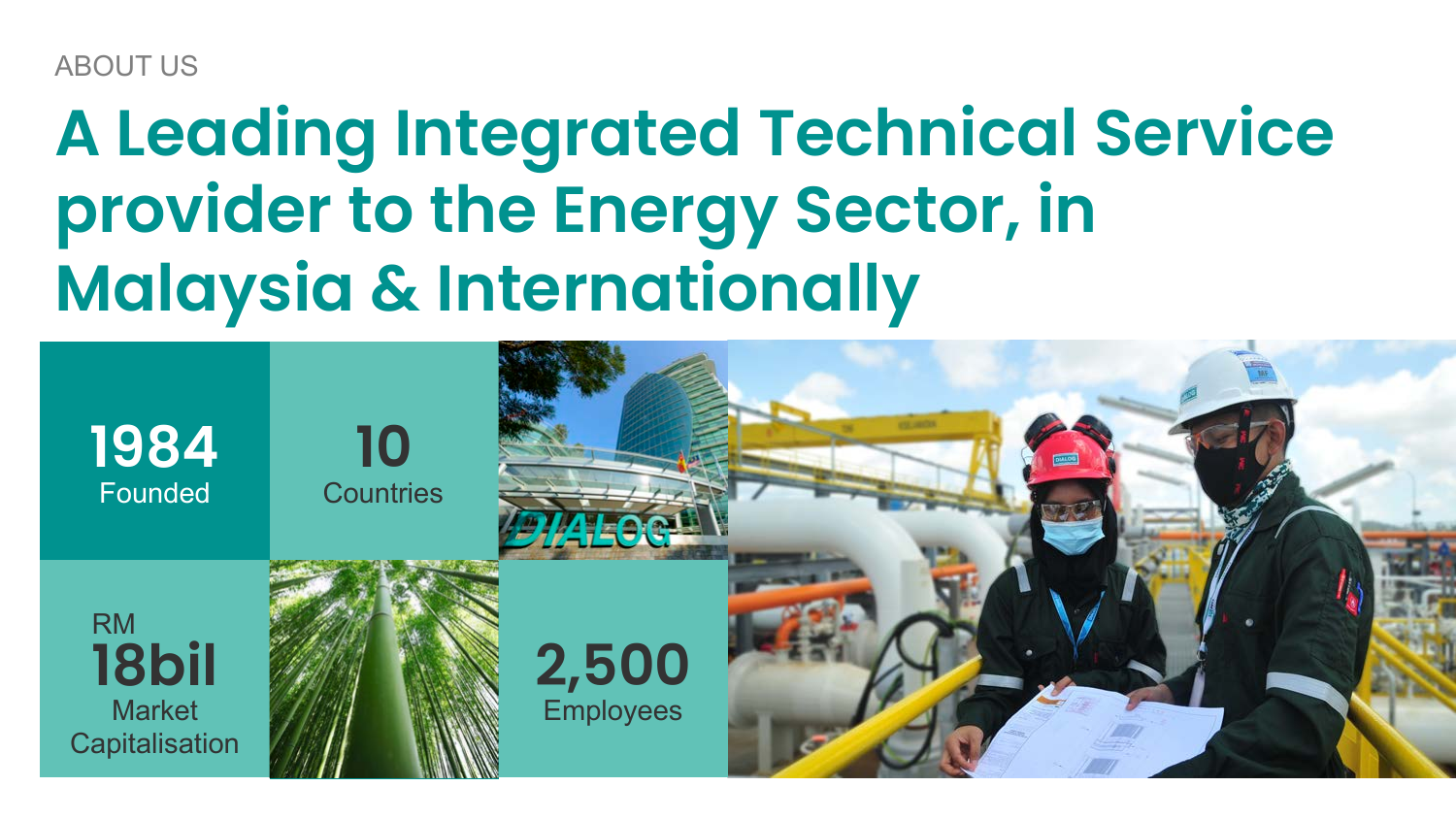ABOUT US

# A Leading Integrated Technical Service provider to the Energy Sector, in Malaysia & Internationally

**1984**
Founded

**10**
Countries

RM
**18bil**
Market Capitalisation

**2,500**
Employees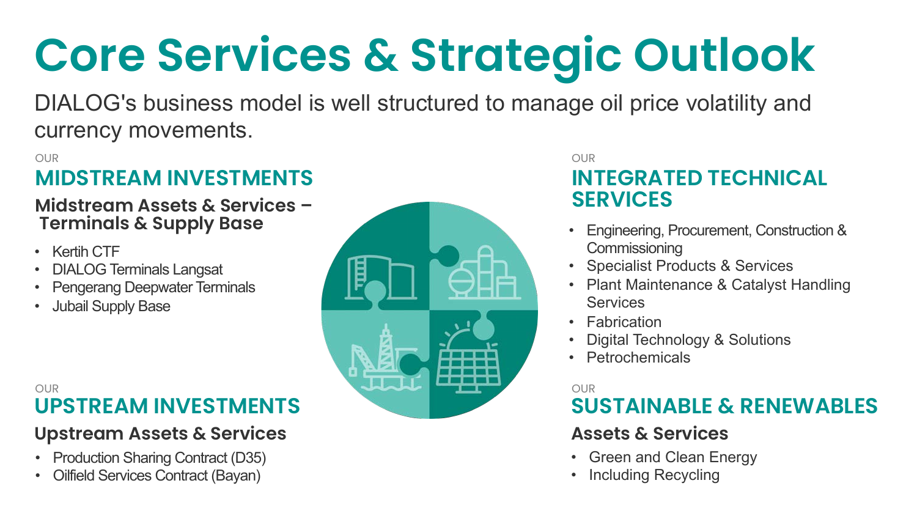# Core Services & Strategic Outlook

DIALOG's business model is well structured to manage oil price volatility and currency movements.

OUR

## MIDSTREAM INVESTMENTS

### Midstream Assets & Services – Terminals & Supply Base

- Kertih CTF
- DIALOG Terminals Langsat
- Pengerang Deepwater Terminals
- Jubail Supply Base

OUR

## UPSTREAM INVESTMENTS

### Upstream Assets & Services

- Production Sharing Contract (D35)
- Oilfield Services Contract (Bayan)

OUR

## INTEGRATED TECHNICAL SERVICES

- Engineering, Procurement, Construction & Commissioning
- Specialist Products & Services
- Plant Maintenance & Catalyst Handling Services
- Fabrication
- Digital Technology & Solutions
- Petrochemicals

OUR

## SUSTAINABLE & RENEWABLES

### Assets & Services

- Green and Clean Energy
- Including Recycling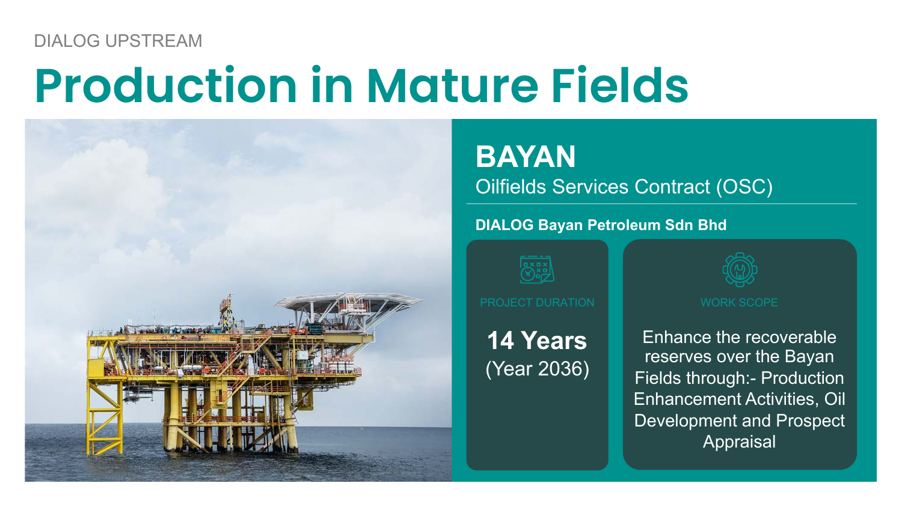DIALOG UPSTREAM

# Production in Mature Fields

## BAYAN

Oilfields Services Contract (OSC)

**DIALOG Bayan Petroleum Sdn Bhd**

PROJECT DURATION

**14 Years**

(Year 2036)

WORK SCOPE

Enhance the recoverable reserves over the Bayan Fields through:- Production Enhancement Activities, Oil Development and Prospect Appraisal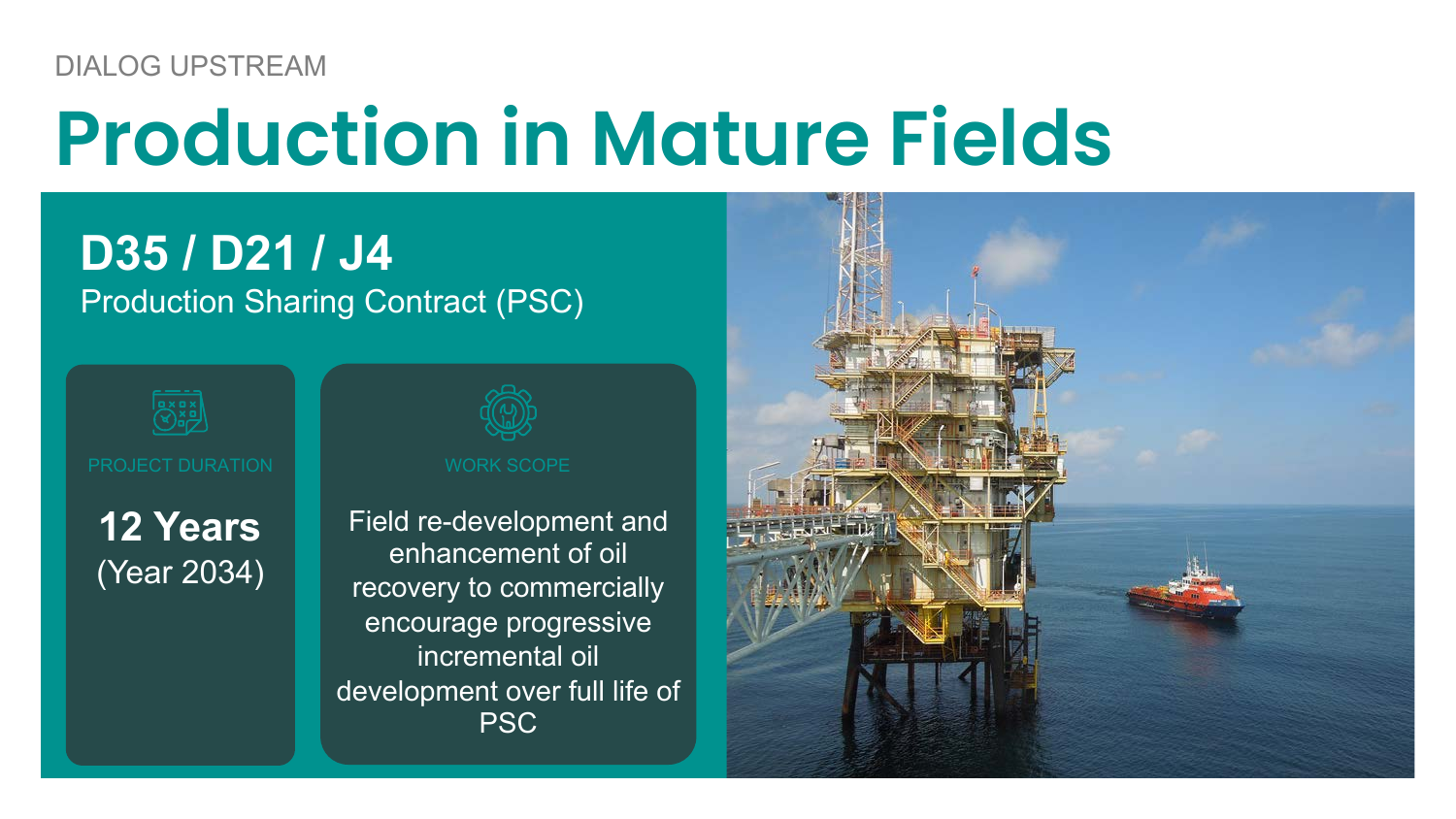DIALOG UPSTREAM

# Production in Mature Fields

## D35 / D21 / J4

Production Sharing Contract (PSC)

PROJECT DURATION

**12 Years**
(Year 2034)

WORK SCOPE

Field re-development and enhancement of oil recovery to commercially encourage progressive incremental oil development over full life of PSC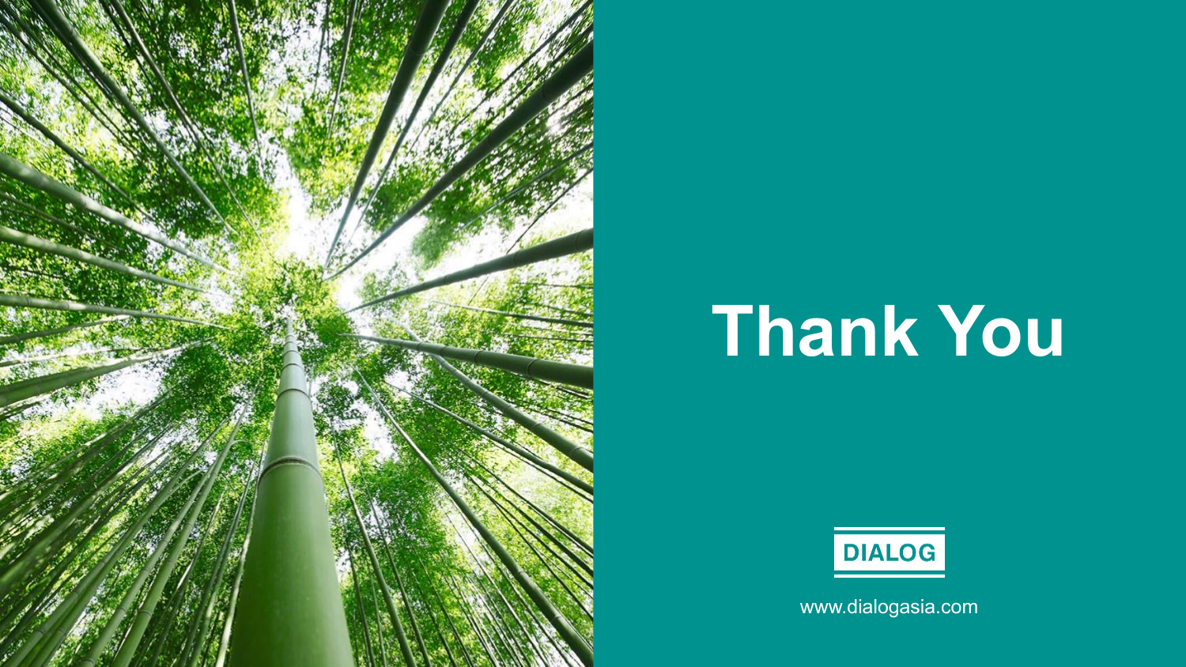# Thank You

DIALOG

www.dialogasia.com